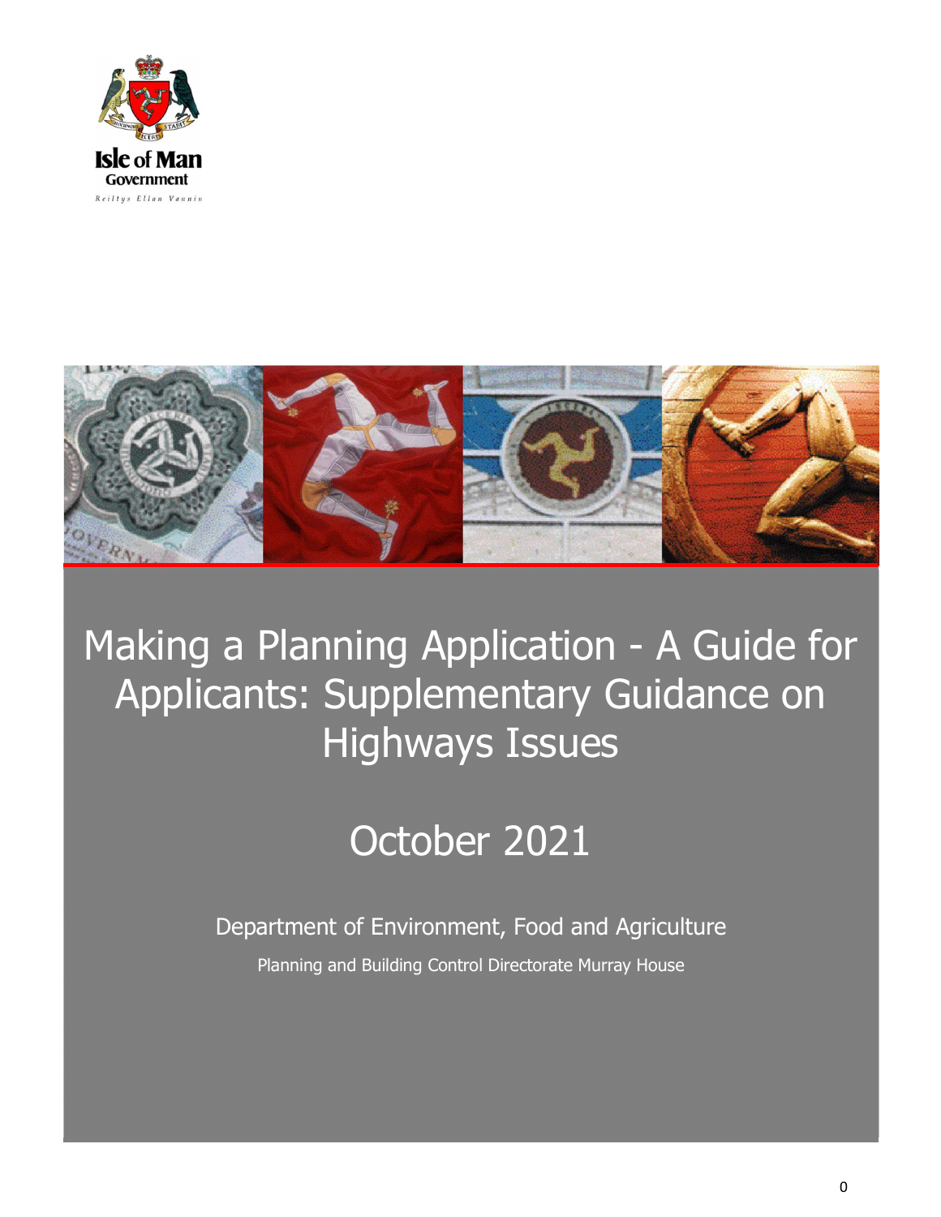Isle of Man Government

Reiltys Ellan Vannin

# Making a Planning Application - A Guide for Applicants: Supplementary Guidance on Highways Issues

## October 2021

Department of Environment, Food and Agriculture

Planning and Building Control Directorate Murray House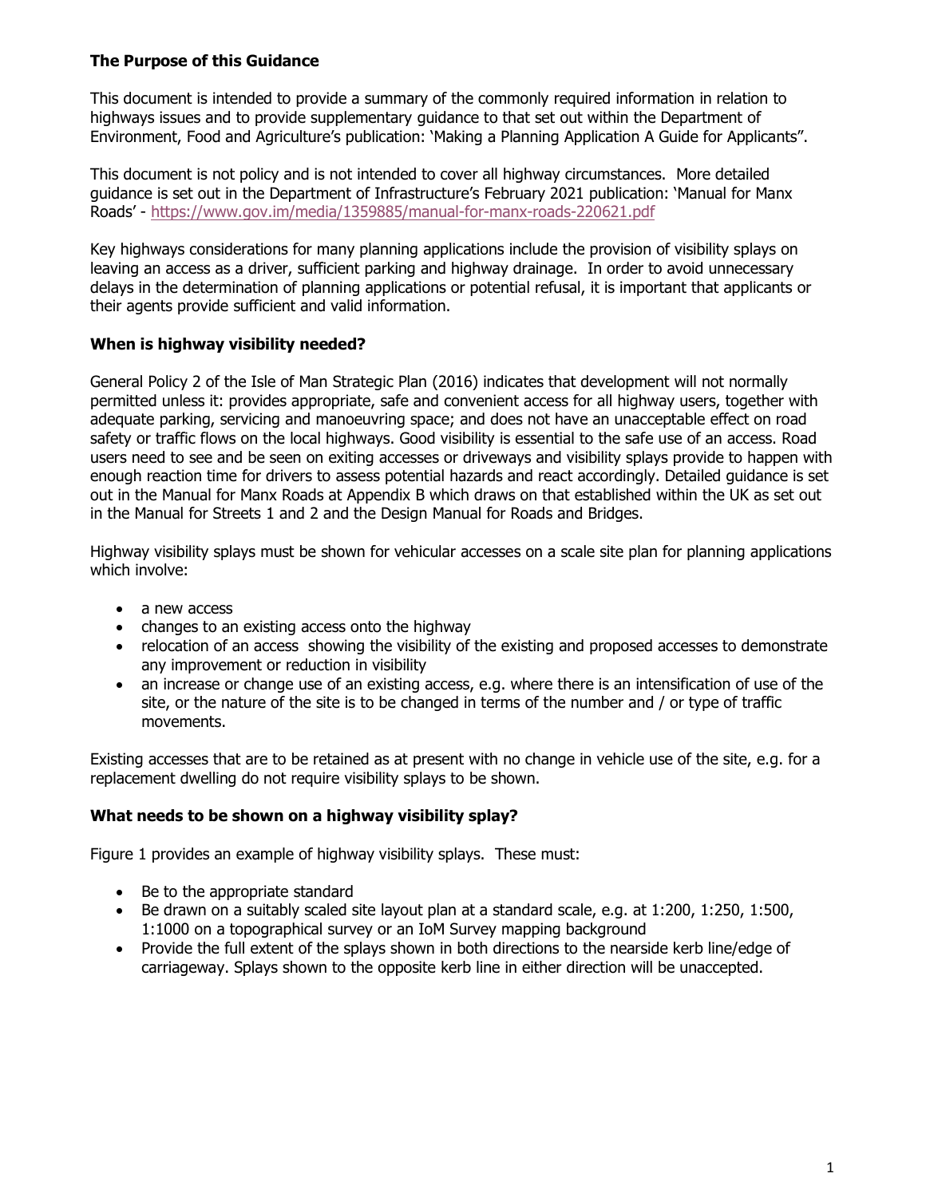## The Purpose of this Guidance

This document is intended to provide a summary of the commonly required information in relation to highways issues and to provide supplementary guidance to that set out within the Department of Environment, Food and Agriculture's publication: 'Making a Planning Application A Guide for Applicants".

This document is not policy and is not intended to cover all highway circumstances. More detailed guidance is set out in the Department of Infrastructure's February 2021 publication: 'Manual for Manx Roads' - https://www.gov.im/media/1359885/manual-for-manx-roads-220621.pdf

Key highways considerations for many planning applications include the provision of visibility splays on leaving an access as a driver, sufficient parking and highway drainage. In order to avoid unnecessary delays in the determination of planning applications or potential refusal, it is important that applicants or their agents provide sufficient and valid information.

## When is highway visibility needed?

General Policy 2 of the Isle of Man Strategic Plan (2016) indicates that development will not normally permitted unless it: provides appropriate, safe and convenient access for all highway users, together with adequate parking, servicing and manoeuvring space; and does not have an unacceptable effect on road safety or traffic flows on the local highways. Good visibility is essential to the safe use of an access. Road users need to see and be seen on exiting accesses or driveways and visibility splays provide to happen with enough reaction time for drivers to assess potential hazards and react accordingly. Detailed guidance is set out in the Manual for Manx Roads at Appendix B which draws on that established within the UK as set out in the Manual for Streets 1 and 2 and the Design Manual for Roads and Bridges.

Highway visibility splays must be shown for vehicular accesses on a scale site plan for planning applications which involve:

- a new access
- changes to an existing access onto the highway
- relocation of an access showing the visibility of the existing and proposed accesses to demonstrate any improvement or reduction in visibility
- an increase or change use of an existing access, e.g. where there is an intensification of use of the site, or the nature of the site is to be changed in terms of the number and / or type of traffic movements.

Existing accesses that are to be retained as at present with no change in vehicle use of the site, e.g. for a replacement dwelling do not require visibility splays to be shown.

## What needs to be shown on a highway visibility splay?

Figure 1 provides an example of highway visibility splays. These must:

- Be to the appropriate standard
- Be drawn on a suitably scaled site layout plan at a standard scale, e.g. at 1:200, 1:250, 1:500, 1:1000 on a topographical survey or an IoM Survey mapping background
- Provide the full extent of the splays shown in both directions to the nearside kerb line/edge of carriageway. Splays shown to the opposite kerb line in either direction will be unaccepted.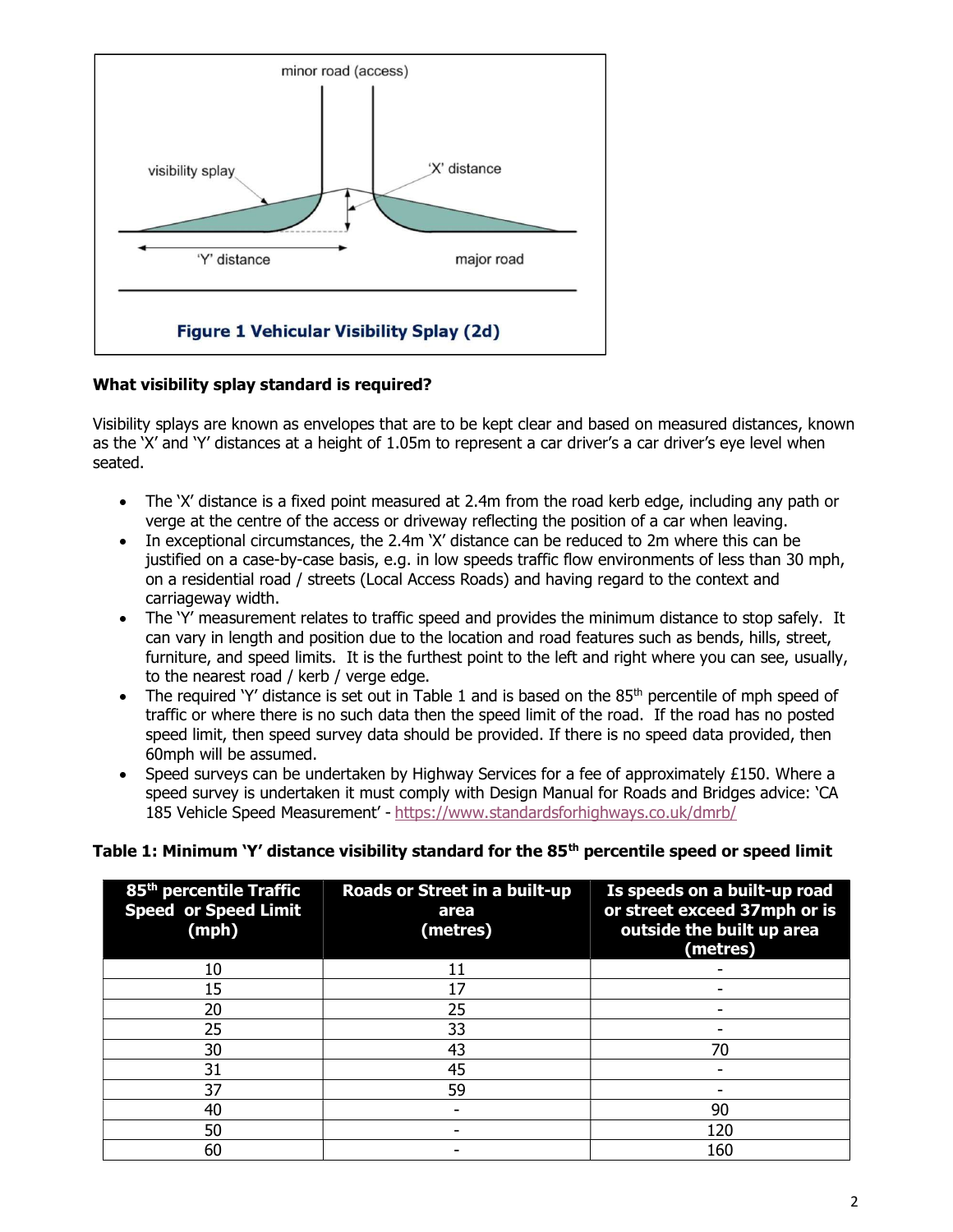minor road (access)

visibility splay

'X' distance

'Y' distance

major road

**Figure 1 Vehicular Visibility Splay (2d)**

**What visibility splay standard is required?**

Visibility splays are known as envelopes that are to be kept clear and based on measured distances, known as the 'X' and 'Y' distances at a height of 1.05m to represent a car driver's a car driver's eye level when seated.

- The 'X' distance is a fixed point measured at 2.4m from the road kerb edge, including any path or verge at the centre of the access or driveway reflecting the position of a car when leaving.
- In exceptional circumstances, the 2.4m 'X' distance can be reduced to 2m where this can be justified on a case-by-case basis, e.g. in low speeds traffic flow environments of less than 30 mph, on a residential road / streets (Local Access Roads) and having regard to the context and carriageway width.
- The 'Y' measurement relates to traffic speed and provides the minimum distance to stop safely. It can vary in length and position due to the location and road features such as bends, hills, street, furniture, and speed limits. It is the furthest point to the left and right where you can see, usually, to the nearest road / kerb / verge edge.
- The required 'Y' distance is set out in Table 1 and is based on the 85th percentile of mph speed of traffic or where there is no such data then the speed limit of the road. If the road has no posted speed limit, then speed survey data should be provided. If there is no speed data provided, then 60mph will be assumed.
- Speed surveys can be undertaken by Highway Services for a fee of approximately £150. Where a speed survey is undertaken it must comply with Design Manual for Roads and Bridges advice: 'CA 185 Vehicle Speed Measurement' - https://www.standardsforhighways.co.uk/dmrb/

**Table 1: Minimum 'Y' distance visibility standard for the 85th percentile speed or speed limit**

| 85th percentile Traffic Speed or Speed Limit (mph) | Roads or Street in a built-up area (metres) | Is speeds on a built-up road or street exceed 37mph or is outside the built up area (metres) |
|---|---|---|
| 10 | 11 | - |
| 15 | 17 | - |
| 20 | 25 | - |
| 25 | 33 | - |
| 30 | 43 | 70 |
| 31 | 45 | - |
| 37 | 59 | - |
| 40 | - | 90 |
| 50 | - | 120 |
| 60 | - | 160 |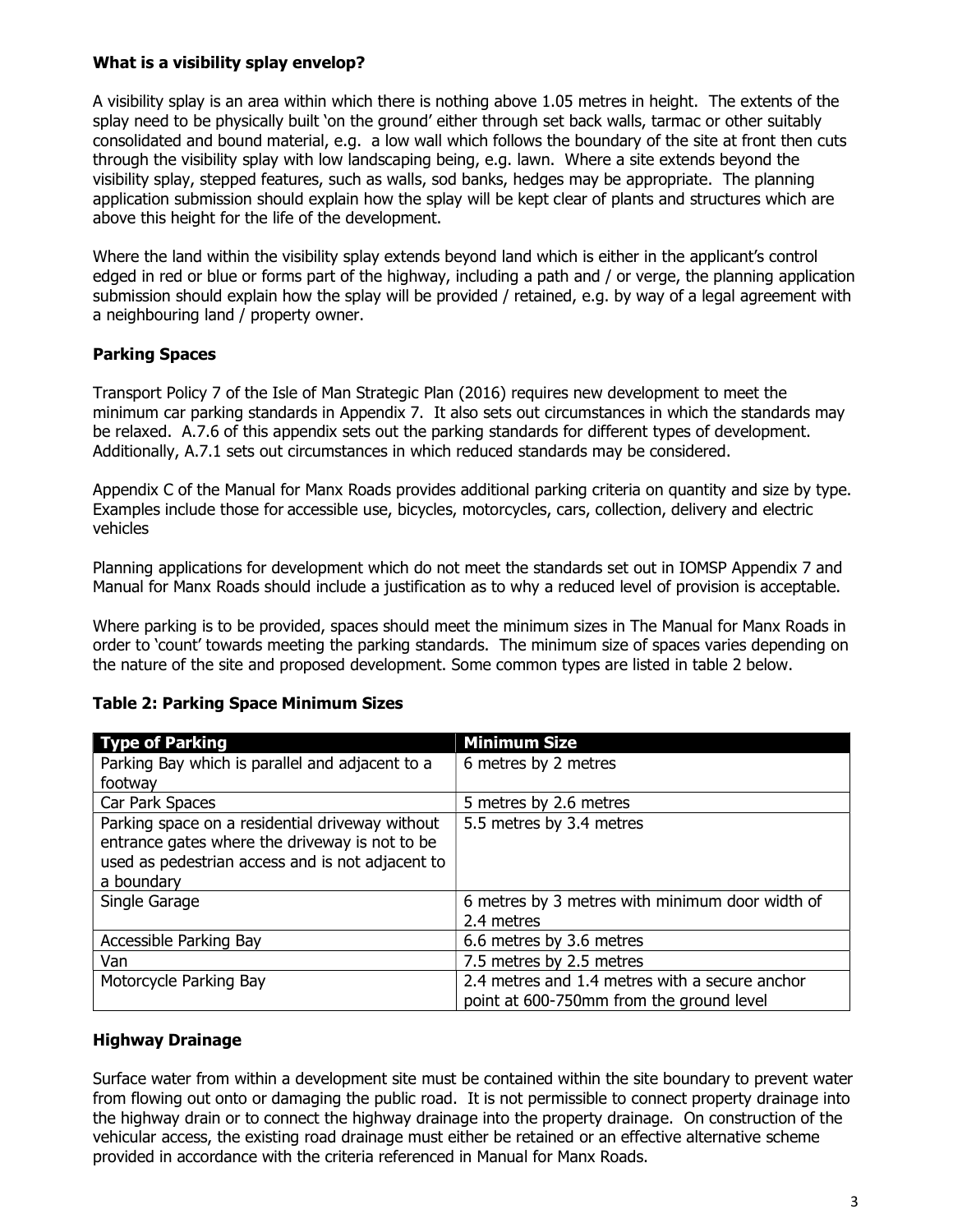### What is a visibility splay envelop?

A visibility splay is an area within which there is nothing above 1.05 metres in height. The extents of the splay need to be physically built 'on the ground' either through set back walls, tarmac or other suitably consolidated and bound material, e.g. a low wall which follows the boundary of the site at front then cuts through the visibility splay with low landscaping being, e.g. lawn. Where a site extends beyond the visibility splay, stepped features, such as walls, sod banks, hedges may be appropriate. The planning application submission should explain how the splay will be kept clear of plants and structures which are above this height for the life of the development.

Where the land within the visibility splay extends beyond land which is either in the applicant's control edged in red or blue or forms part of the highway, including a path and / or verge, the planning application submission should explain how the splay will be provided / retained, e.g. by way of a legal agreement with a neighbouring land / property owner.

### Parking Spaces

Transport Policy 7 of the Isle of Man Strategic Plan (2016) requires new development to meet the minimum car parking standards in Appendix 7. It also sets out circumstances in which the standards may be relaxed. A.7.6 of this appendix sets out the parking standards for different types of development. Additionally, A.7.1 sets out circumstances in which reduced standards may be considered.

Appendix C of the Manual for Manx Roads provides additional parking criteria on quantity and size by type. Examples include those for accessible use, bicycles, motorcycles, cars, collection, delivery and electric vehicles

Planning applications for development which do not meet the standards set out in IOMSP Appendix 7 and Manual for Manx Roads should include a justification as to why a reduced level of provision is acceptable.

Where parking is to be provided, spaces should meet the minimum sizes in The Manual for Manx Roads in order to 'count' towards meeting the parking standards. The minimum size of spaces varies depending on the nature of the site and proposed development. Some common types are listed in table 2 below.

**Table 2: Parking Space Minimum Sizes**

| Type of Parking | Minimum Size |
|---|---|
| Parking Bay which is parallel and adjacent to a footway | 6 metres by 2 metres |
| Car Park Spaces | 5 metres by 2.6 metres |
| Parking space on a residential driveway without entrance gates where the driveway is not to be used as pedestrian access and is not adjacent to a boundary | 5.5 metres by 3.4 metres |
| Single Garage | 6 metres by 3 metres with minimum door width of 2.4 metres |
| Accessible Parking Bay | 6.6 metres by 3.6 metres |
| Van | 7.5 metres by 2.5 metres |
| Motorcycle Parking Bay | 2.4 metres and 1.4 metres with a secure anchor point at 600-750mm from the ground level |

### Highway Drainage

Surface water from within a development site must be contained within the site boundary to prevent water from flowing out onto or damaging the public road. It is not permissible to connect property drainage into the highway drain or to connect the highway drainage into the property drainage. On construction of the vehicular access, the existing road drainage must either be retained or an effective alternative scheme provided in accordance with the criteria referenced in Manual for Manx Roads.